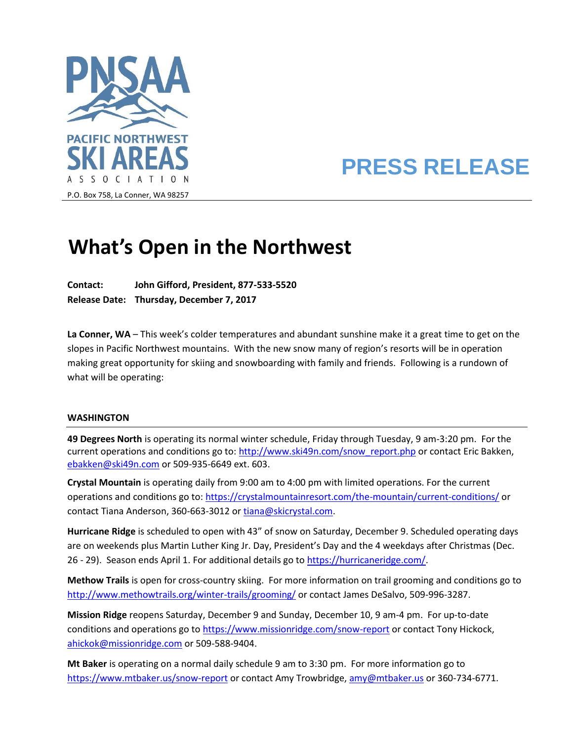PNSAA

PACIFIC NORTHWEST SKI AREAS ASSOCIATION

P.O. Box 758, La Conner, WA 98257

**PRESS RELEASE**

# What's Open in the Northwest

**Contact:** **John Gifford, President, 877-533-5520**
**Release Date:** **Thursday, December 7, 2017**

**La Conner, WA** – This week's colder temperatures and abundant sunshine make it a great time to get on the slopes in Pacific Northwest mountains. With the new snow many of region's resorts will be in operation making great opportunity for skiing and snowboarding with family and friends. Following is a rundown of what will be operating:

## WASHINGTON

**49 Degrees North** is operating its normal winter schedule, Friday through Tuesday, 9 am-3:20 pm. For the current operations and conditions go to: http://www.ski49n.com/snow_report.php or contact Eric Bakken, ebakken@ski49n.com or 509-935-6649 ext. 603.

**Crystal Mountain** is operating daily from 9:00 am to 4:00 pm with limited operations. For the current operations and conditions go to: https://crystalmountainresort.com/the-mountain/current-conditions/ or contact Tiana Anderson, 360-663-3012 or tiana@skicrystal.com.

**Hurricane Ridge** is scheduled to open with 43" of snow on Saturday, December 9. Scheduled operating days are on weekends plus Martin Luther King Jr. Day, President's Day and the 4 weekdays after Christmas (Dec. 26 - 29). Season ends April 1. For additional details go to https://hurricaneridge.com/.

**Methow Trails** is open for cross-country skiing. For more information on trail grooming and conditions go to http://www.methowtrails.org/winter-trails/grooming/ or contact James DeSalvo, 509-996-3287.

**Mission Ridge** reopens Saturday, December 9 and Sunday, December 10, 9 am-4 pm. For up-to-date conditions and operations go to https://www.missionridge.com/snow-report or contact Tony Hickock, ahickok@missionridge.com or 509-588-9404.

**Mt Baker** is operating on a normal daily schedule 9 am to 3:30 pm. For more information go to https://www.mtbaker.us/snow-report or contact Amy Trowbridge, amy@mtbaker.us or 360-734-6771.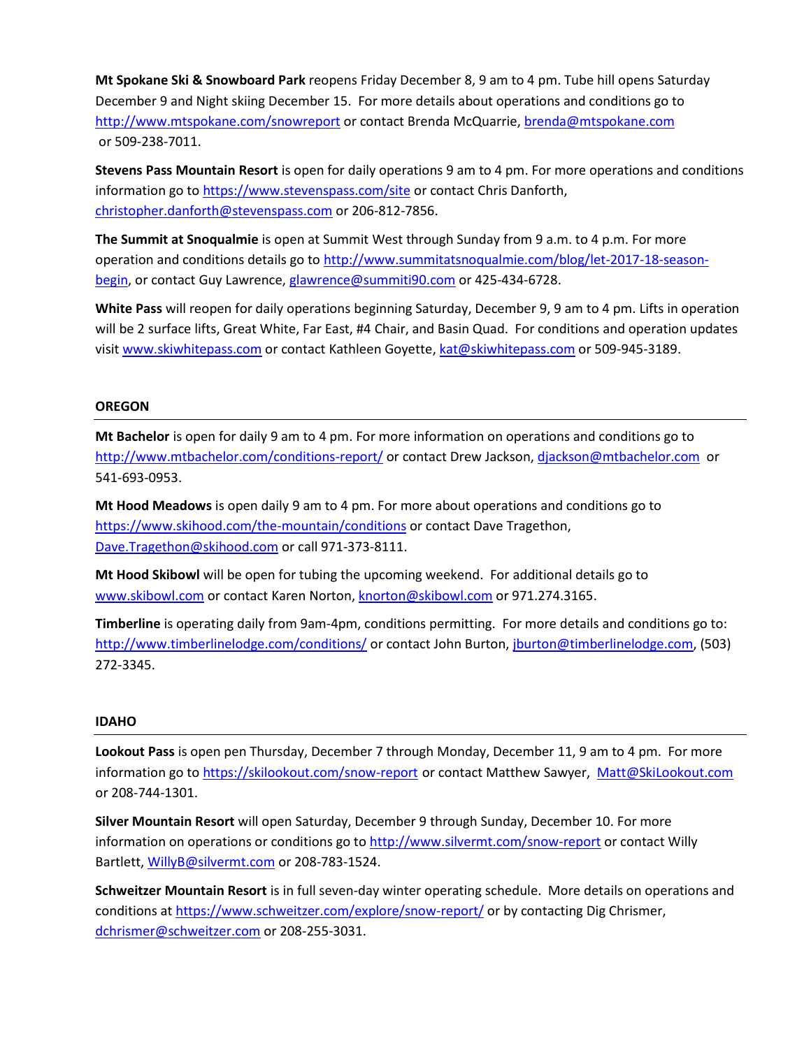**Mt Spokane Ski & Snowboard Park** reopens Friday December 8, 9 am to 4 pm. Tube hill opens Saturday December 9 and Night skiing December 15. For more details about operations and conditions go to http://www.mtspokane.com/snowreport or contact Brenda McQuarrie, brenda@mtspokane.com or 509-238-7011.

**Stevens Pass Mountain Resort** is open for daily operations 9 am to 4 pm. For more operations and conditions information go to https://www.stevenspass.com/site or contact Chris Danforth, christopher.danforth@stevenspass.com or 206-812-7856.

**The Summit at Snoqualmie** is open at Summit West through Sunday from 9 a.m. to 4 p.m. For more operation and conditions details go to http://www.summitatsnoqualmie.com/blog/let-2017-18-season-begin, or contact Guy Lawrence, glawrence@summiti90.com or 425-434-6728.

**White Pass** will reopen for daily operations beginning Saturday, December 9, 9 am to 4 pm. Lifts in operation will be 2 surface lifts, Great White, Far East, #4 Chair, and Basin Quad. For conditions and operation updates visit www.skiwhitepass.com or contact Kathleen Goyette, kat@skiwhitepass.com or 509-945-3189.

## OREGON

**Mt Bachelor** is open for daily 9 am to 4 pm. For more information on operations and conditions go to http://www.mtbachelor.com/conditions-report/ or contact Drew Jackson, djackson@mtbachelor.com or 541-693-0953.

**Mt Hood Meadows** is open daily 9 am to 4 pm. For more about operations and conditions go to https://www.skihood.com/the-mountain/conditions or contact Dave Tragethon, Dave.Tragethon@skihood.com or call 971-373-8111.

**Mt Hood Skibowl** will be open for tubing the upcoming weekend. For additional details go to www.skibowl.com or contact Karen Norton, knorton@skibowl.com or 971.274.3165.

**Timberline** is operating daily from 9am-4pm, conditions permitting. For more details and conditions go to: http://www.timberlinelodge.com/conditions/ or contact John Burton, jburton@timberlinelodge.com, (503) 272-3345.

## IDAHO

**Lookout Pass** is open pen Thursday, December 7 through Monday, December 11, 9 am to 4 pm. For more information go to https://skilookout.com/snow-report or contact Matthew Sawyer, Matt@SkiLookout.com or 208-744-1301.

**Silver Mountain Resort** will open Saturday, December 9 through Sunday, December 10. For more information on operations or conditions go to http://www.silvermt.com/snow-report or contact Willy Bartlett, WillyB@silvermt.com or 208-783-1524.

**Schweitzer Mountain Resort** is in full seven-day winter operating schedule. More details on operations and conditions at https://www.schweitzer.com/explore/snow-report/ or by contacting Dig Chrismer, dchrismer@schweitzer.com or 208-255-3031.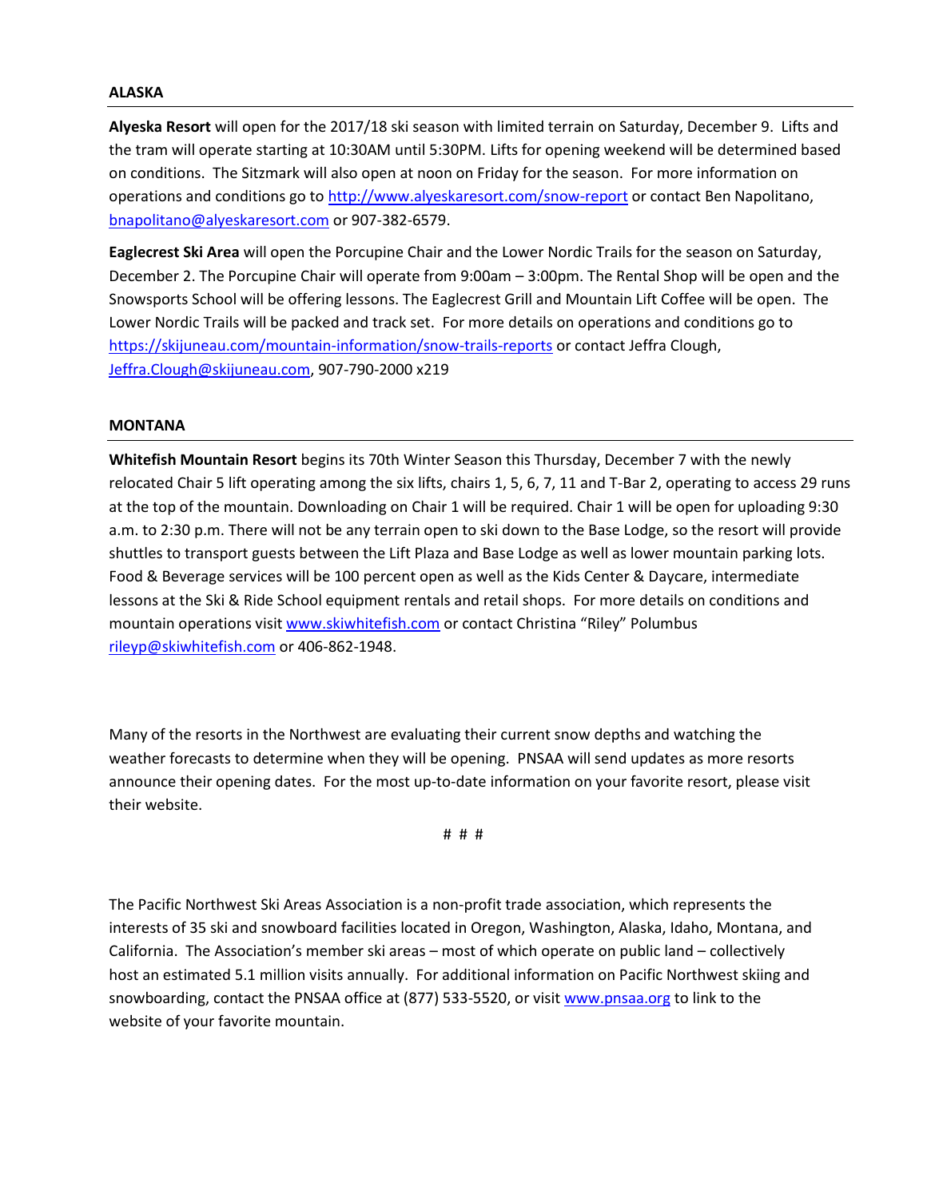## ALASKA

**Alyeska Resort** will open for the 2017/18 ski season with limited terrain on Saturday, December 9. Lifts and the tram will operate starting at 10:30AM until 5:30PM. Lifts for opening weekend will be determined based on conditions. The Sitzmark will also open at noon on Friday for the season. For more information on operations and conditions go to http://www.alyeskaresort.com/snow-report or contact Ben Napolitano, bnapolitano@alyeskaresort.com or 907-382-6579.

**Eaglecrest Ski Area** will open the Porcupine Chair and the Lower Nordic Trails for the season on Saturday, December 2. The Porcupine Chair will operate from 9:00am – 3:00pm. The Rental Shop will be open and the Snowsports School will be offering lessons. The Eaglecrest Grill and Mountain Lift Coffee will be open. The Lower Nordic Trails will be packed and track set. For more details on operations and conditions go to https://skijuneau.com/mountain-information/snow-trails-reports or contact Jeffra Clough, Jeffra.Clough@skijuneau.com, 907-790-2000 x219

## MONTANA

**Whitefish Mountain Resort** begins its 70th Winter Season this Thursday, December 7 with the newly relocated Chair 5 lift operating among the six lifts, chairs 1, 5, 6, 7, 11 and T-Bar 2, operating to access 29 runs at the top of the mountain. Downloading on Chair 1 will be required. Chair 1 will be open for uploading 9:30 a.m. to 2:30 p.m. There will not be any terrain open to ski down to the Base Lodge, so the resort will provide shuttles to transport guests between the Lift Plaza and Base Lodge as well as lower mountain parking lots. Food & Beverage services will be 100 percent open as well as the Kids Center & Daycare, intermediate lessons at the Ski & Ride School equipment rentals and retail shops. For more details on conditions and mountain operations visit www.skiwhitefish.com or contact Christina "Riley" Polumbus rileyp@skiwhitefish.com or 406-862-1948.

Many of the resorts in the Northwest are evaluating their current snow depths and watching the weather forecasts to determine when they will be opening. PNSAA will send updates as more resorts announce their opening dates. For the most up-to-date information on your favorite resort, please visit their website.

# # #

The Pacific Northwest Ski Areas Association is a non-profit trade association, which represents the interests of 35 ski and snowboard facilities located in Oregon, Washington, Alaska, Idaho, Montana, and California. The Association's member ski areas – most of which operate on public land – collectively host an estimated 5.1 million visits annually. For additional information on Pacific Northwest skiing and snowboarding, contact the PNSAA office at (877) 533-5520, or visit www.pnsaa.org to link to the website of your favorite mountain.